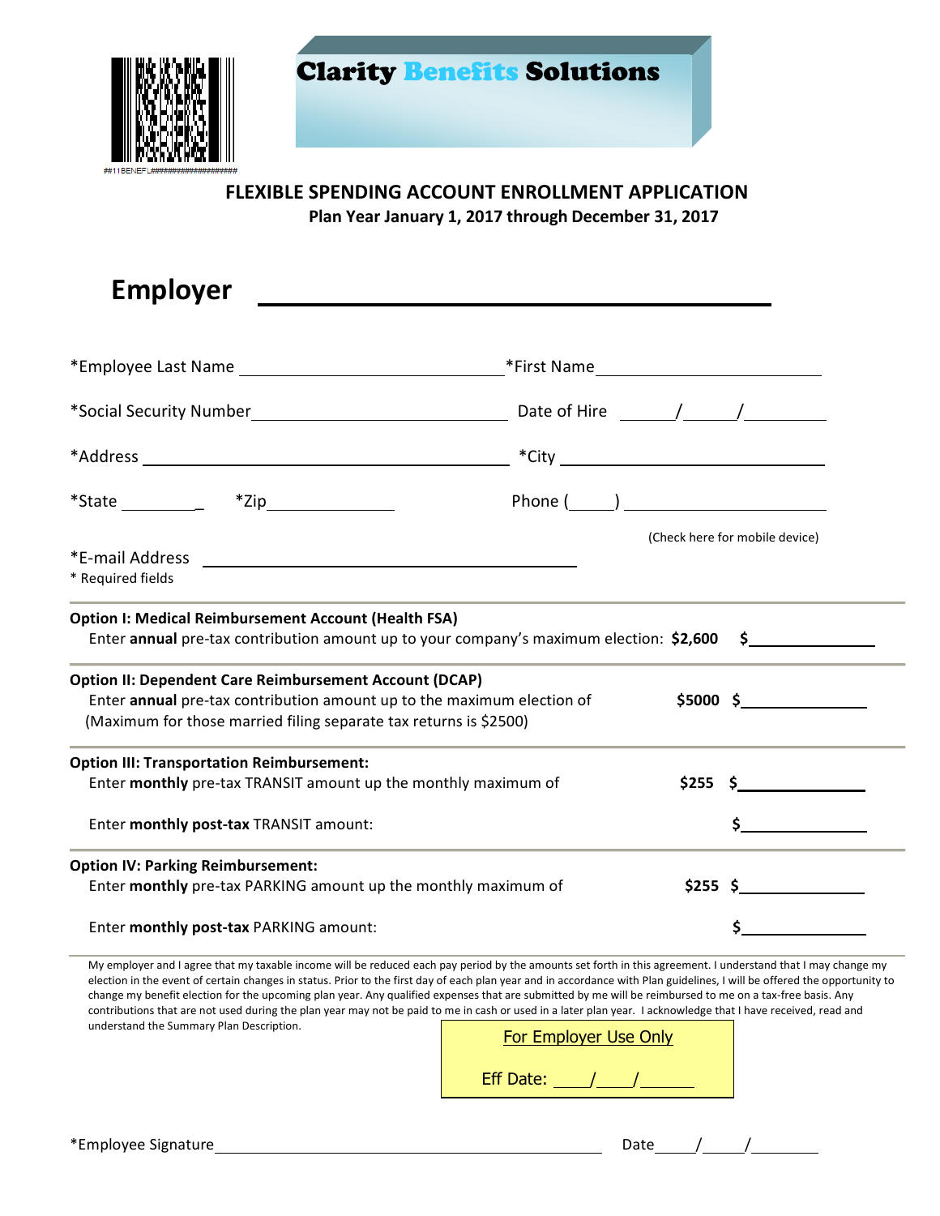##11BENEFL####################

# Clarity Benefits Solutions

## FLEXIBLE SPENDING ACCOUNT ENROLLMENT APPLICATION

**Plan Year January 1, 2017 through December 31, 2017**

## Employer ________________________________________

*Employee Last Name ______________________________ *First Name ____________________________

*Social Security Number ____________________________ Date of Hire ______/______/__________

*Address ________________________________________ *City ________________________________

*State _________ *Zip ______________ Phone (_____) ______________________

(Check here for mobile device)

*E-mail Address ________________________________________

* Required fields

---

**Option I: Medical Reimbursement Account (Health FSA)**

Enter **annual** pre-tax contribution amount up to your company's maximum election: **$2,600** $______________

---

**Option II: Dependent Care Reimbursement Account (DCAP)**

Enter **annual** pre-tax contribution amount up to the maximum election of **$5000** $______________

(Maximum for those married filing separate tax returns is $2500)

---

**Option III: Transportation Reimbursement:**

Enter **monthly** pre-tax TRANSIT amount up the monthly maximum of **$255** $______________

Enter **monthly post-tax** TRANSIT amount: $______________

---

**Option IV: Parking Reimbursement:**

Enter **monthly** pre-tax PARKING amount up the monthly maximum of **$255** $______________

Enter **monthly post-tax** PARKING amount: $______________

---

My employer and I agree that my taxable income will be reduced each pay period by the amounts set forth in this agreement. I understand that I may change my election in the event of certain changes in status. Prior to the first day of each plan year and in accordance with Plan guidelines, I will be offered the opportunity to change my benefit election for the upcoming plan year. Any qualified expenses that are submitted by me will be reimbursed to me on a tax-free basis. Any contributions that are not used during the plan year may not be paid to me in cash or used in a later plan year. I acknowledge that I have received, read and understand the Summary Plan Description.

For Employer Use Only

Eff Date: ____/____/______

*Employee Signature ________________________________________ Date_____/_____/________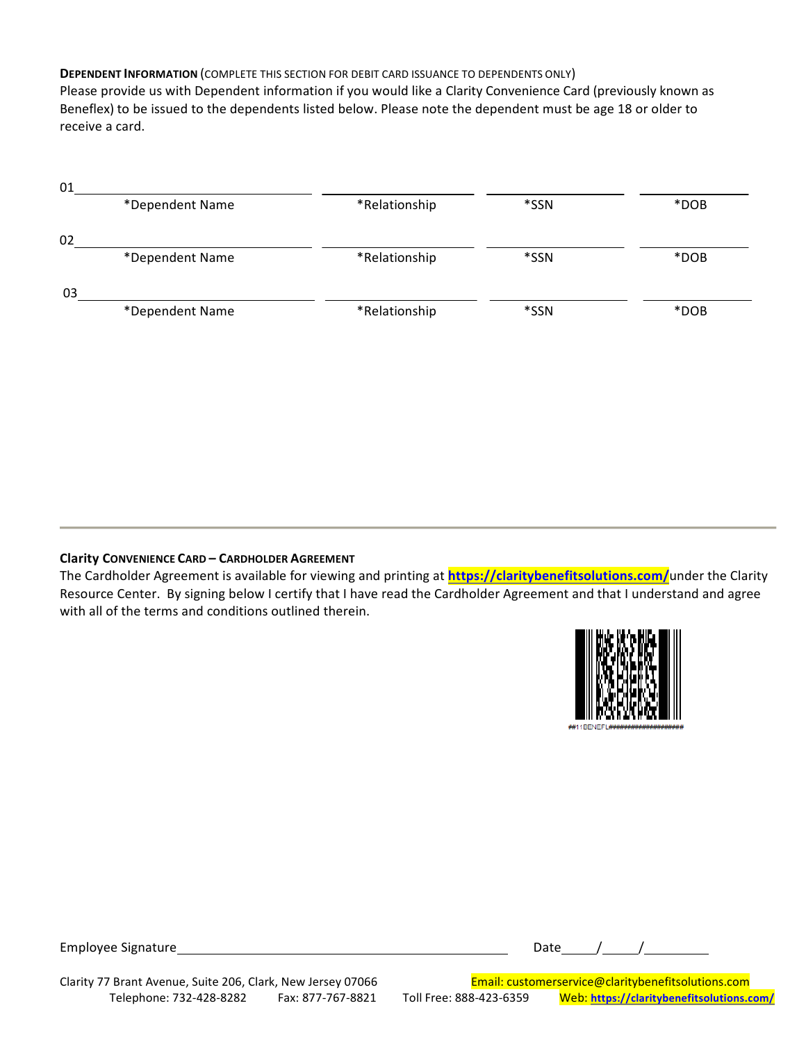**DEPENDENT INFORMATION** (COMPLETE THIS SECTION FOR DEBIT CARD ISSUANCE TO DEPENDENTS ONLY)

Please provide us with Dependent information if you would like a Clarity Convenience Card (previously known as Beneflex) to be issued to the dependents listed below. Please note the dependent must be age 18 or older to receive a card.

| | *Dependent Name | *Relationship | *SSN | *DOB |
|---|---|---|---|---|
| 01 | | | | |
| 02 | | | | |
| 03 | | | | |

**CLARITY CONVENIENCE CARD – CARDHOLDER AGREEMENT**

The Cardholder Agreement is available for viewing and printing at **https://claritybenefitsolutions.com/** under the Clarity Resource Center. By signing below I certify that I have read the Cardholder Agreement and that I understand and agree with all of the terms and conditions outlined therein.

##11BENEFL####################

Employee Signature_______________________________ Date____/____/________

Clarity 77 Brant Avenue, Suite 206, Clark, New Jersey 07066
Telephone: 732-428-8282 Fax: 877-767-8821 Toll Free: 888-423-6359
Email: customerservice@claritybenefitsolutions.com
Web: **https://claritybenefitsolutions.com/**